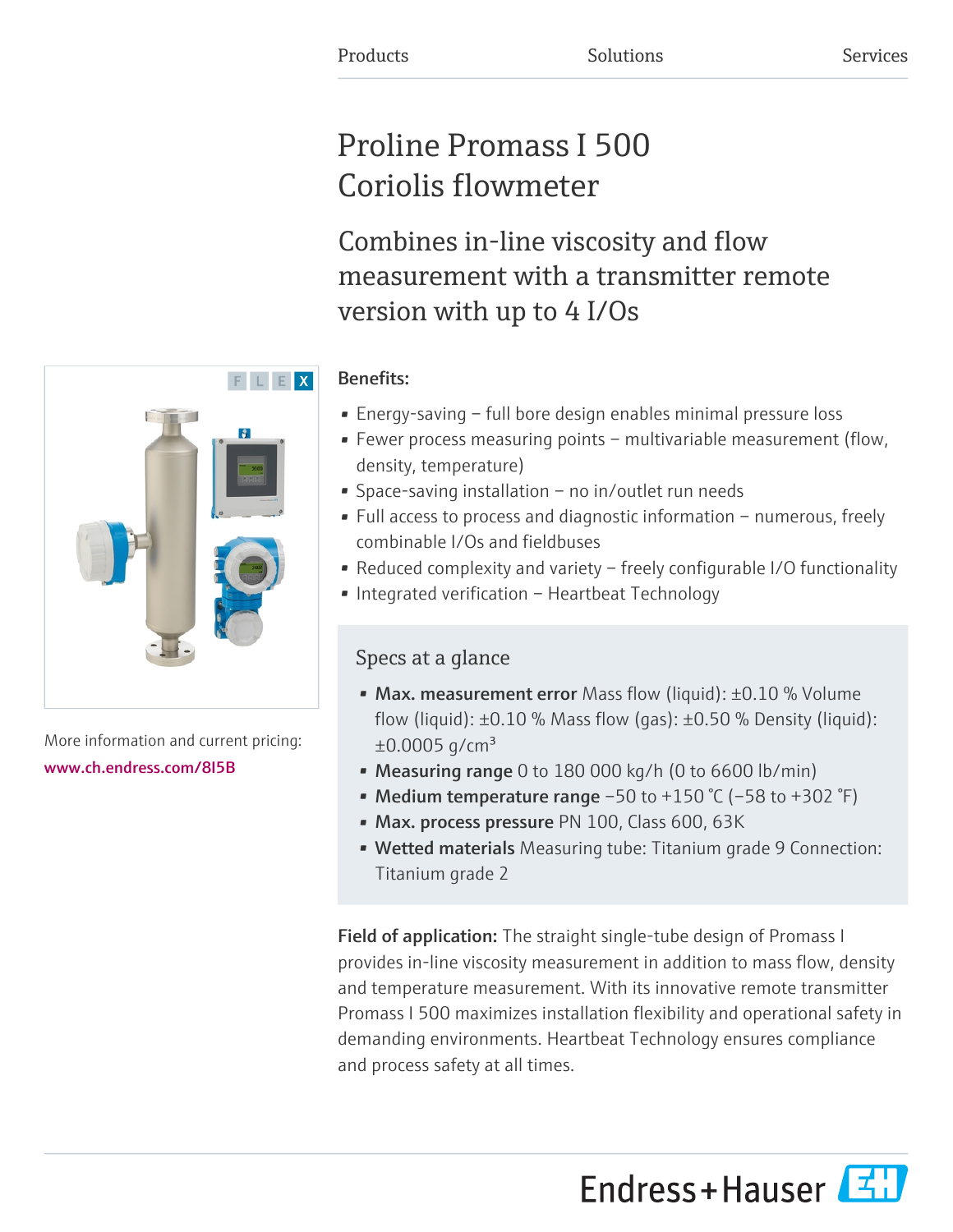Products | Solutions | Services

# Proline Promass I 500 Coriolis flowmeter

## Combines in-line viscosity and flow measurement with a transmitter remote version with up to 4 I/Os

More information and current pricing:
www.ch.endress.com/8I5B

**Benefits:**

- Energy-saving – full bore design enables minimal pressure loss
- Fewer process measuring points – multivariable measurement (flow, density, temperature)
- Space-saving installation – no in/outlet run needs
- Full access to process and diagnostic information – numerous, freely combinable I/Os and fieldbuses
- Reduced complexity and variety – freely configurable I/O functionality
- Integrated verification – Heartbeat Technology

### Specs at a glance

- **Max. measurement error** Mass flow (liquid): ±0.10 % Volume flow (liquid): ±0.10 % Mass flow (gas): ±0.50 % Density (liquid): ±0.0005 g/cm³
- **Measuring range** 0 to 180 000 kg/h (0 to 6600 lb/min)
- **Medium temperature range** −50 to +150 °C (−58 to +302 °F)
- **Max. process pressure** PN 100, Class 600, 63K
- **Wetted materials** Measuring tube: Titanium grade 9 Connection: Titanium grade 2

**Field of application:** The straight single-tube design of Promass I provides in-line viscosity measurement in addition to mass flow, density and temperature measurement. With its innovative remote transmitter Promass I 500 maximizes installation flexibility and operational safety in demanding environments. Heartbeat Technology ensures compliance and process safety at all times.

Endress+Hauser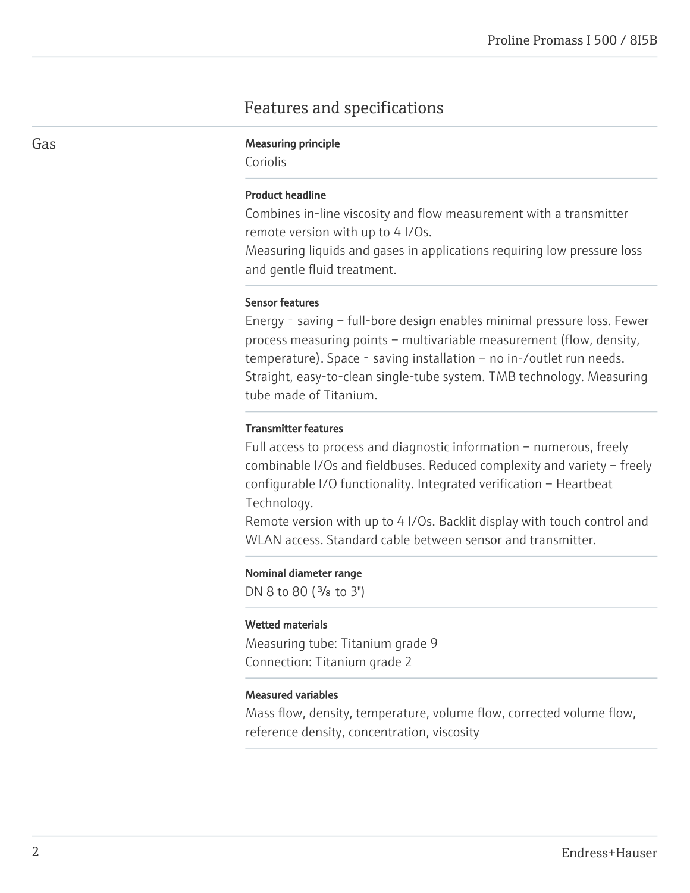# Features and specifications

## Gas

**Measuring principle**

Coriolis

**Product headline**

Combines in-line viscosity and flow measurement with a transmitter remote version with up to 4 I/Os.
Measuring liquids and gases in applications requiring low pressure loss and gentle fluid treatment.

**Sensor features**

Energy‐saving – full-bore design enables minimal pressure loss. Fewer process measuring points – multivariable measurement (flow, density, temperature). Space‐saving installation – no in-/outlet run needs. Straight, easy-to-clean single-tube system. TMB technology. Measuring tube made of Titanium.

**Transmitter features**

Full access to process and diagnostic information – numerous, freely combinable I/Os and fieldbuses. Reduced complexity and variety – freely configurable I/O functionality. Integrated verification – Heartbeat Technology.
Remote version with up to 4 I/Os. Backlit display with touch control and WLAN access. Standard cable between sensor and transmitter.

**Nominal diameter range**

DN 8 to 80 (⅜ to 3")

**Wetted materials**

Measuring tube: Titanium grade 9
Connection: Titanium grade 2

**Measured variables**

Mass flow, density, temperature, volume flow, corrected volume flow, reference density, concentration, viscosity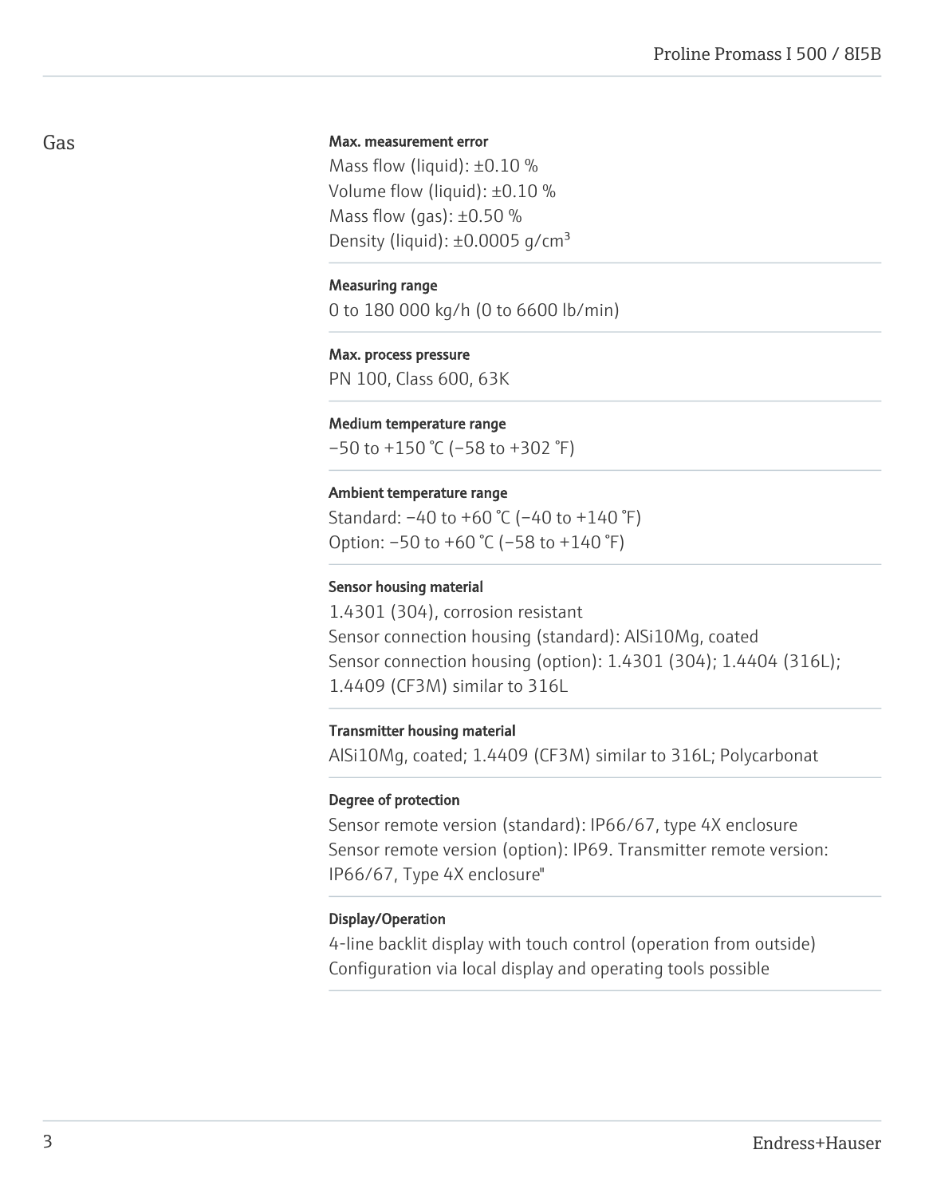## Gas

**Max. measurement error**

Mass flow (liquid): ±0.10 %
Volume flow (liquid): ±0.10 %
Mass flow (gas): ±0.50 %
Density (liquid): ±0.0005 g/cm³

**Measuring range**

0 to 180 000 kg/h (0 to 6600 lb/min)

**Max. process pressure**

PN 100, Class 600, 63K

**Medium temperature range**

−50 to +150 °C (−58 to +302 °F)

**Ambient temperature range**

Standard: −40 to +60 °C (−40 to +140 °F)
Option: −50 to +60 °C (−58 to +140 °F)

**Sensor housing material**

1.4301 (304), corrosion resistant
Sensor connection housing (standard): AlSi10Mg, coated
Sensor connection housing (option): 1.4301 (304); 1.4404 (316L); 1.4409 (CF3M) similar to 316L

**Transmitter housing material**

AlSi10Mg, coated; 1.4409 (CF3M) similar to 316L; Polycarbonat

**Degree of protection**

Sensor remote version (standard): IP66/67, type 4X enclosure
Sensor remote version (option): IP69. Transmitter remote version: IP66/67, Type 4X enclosure"

**Display/Operation**

4-line backlit display with touch control (operation from outside)
Configuration via local display and operating tools possible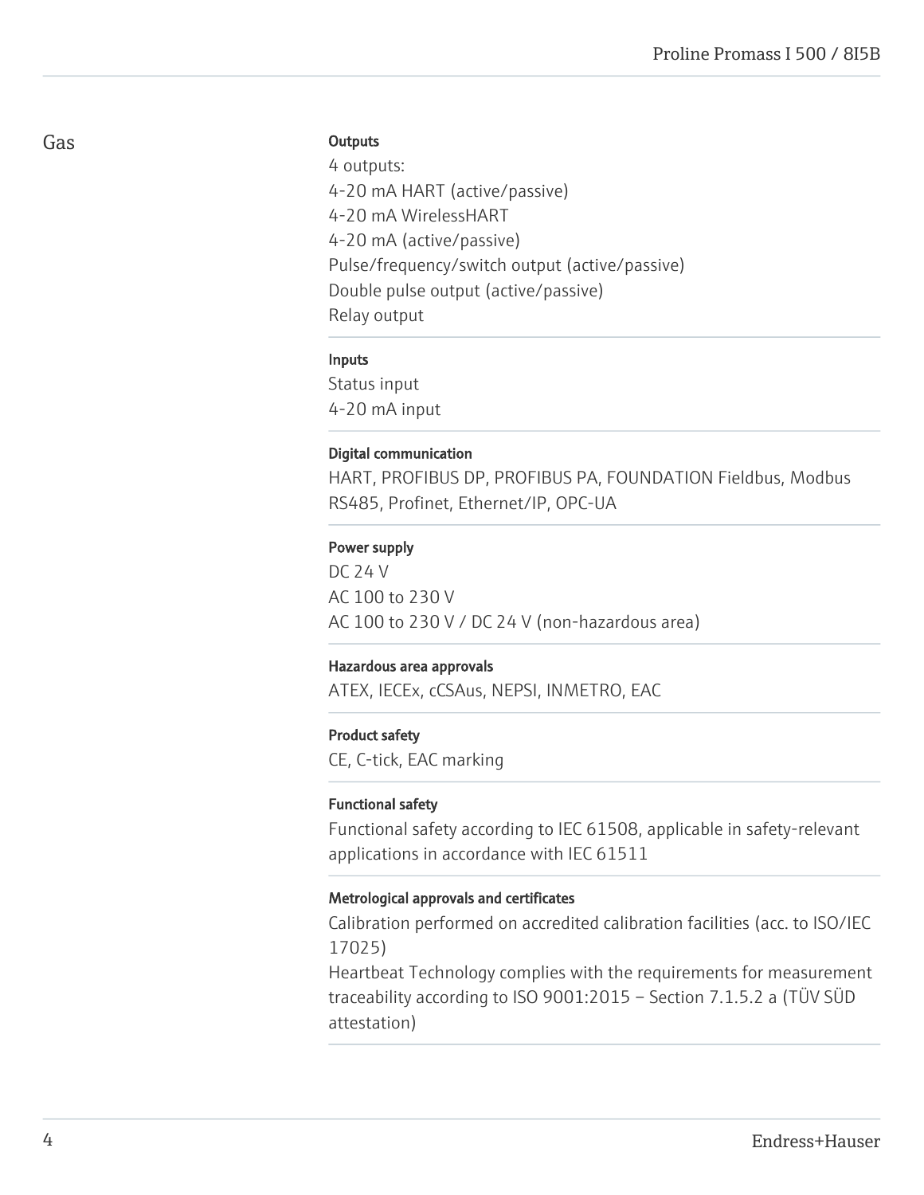## Gas

#### Outputs

4 outputs:
4-20 mA HART (active/passive)
4-20 mA WirelessHART
4-20 mA (active/passive)
Pulse/frequency/switch output (active/passive)
Double pulse output (active/passive)
Relay output

#### Inputs

Status input
4-20 mA input

#### Digital communication

HART, PROFIBUS DP, PROFIBUS PA, FOUNDATION Fieldbus, Modbus RS485, Profinet, Ethernet/IP, OPC-UA

#### Power supply

DC 24 V
AC 100 to 230 V
AC 100 to 230 V / DC 24 V (non-hazardous area)

#### Hazardous area approvals

ATEX, IECEx, cCSAus, NEPSI, INMETRO, EAC

#### Product safety

CE, C-tick, EAC marking

#### Functional safety

Functional safety according to IEC 61508, applicable in safety-relevant applications in accordance with IEC 61511

#### Metrological approvals and certificates

Calibration performed on accredited calibration facilities (acc. to ISO/IEC 17025)
Heartbeat Technology complies with the requirements for measurement traceability according to ISO 9001:2015 – Section 7.1.5.2 a (TÜV SÜD attestation)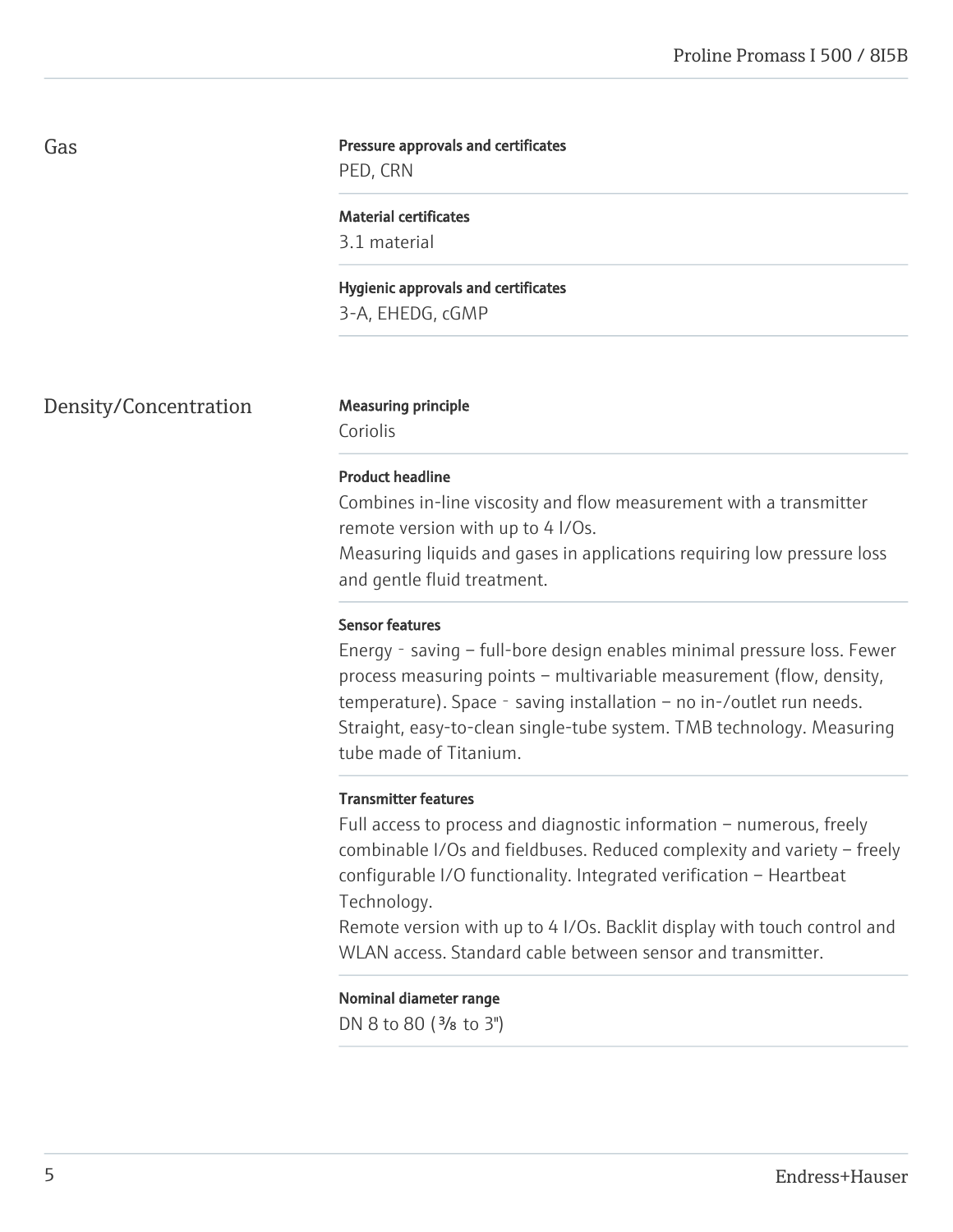## Gas

**Pressure approvals and certificates**

PED, CRN

**Material certificates**

3.1 material

**Hygienic approvals and certificates**

3-A, EHEDG, cGMP

## Density/Concentration

**Measuring principle**

Coriolis

**Product headline**

Combines in-line viscosity and flow measurement with a transmitter remote version with up to 4 I/Os.
Measuring liquids and gases in applications requiring low pressure loss and gentle fluid treatment.

**Sensor features**

Energy‐saving – full-bore design enables minimal pressure loss. Fewer process measuring points – multivariable measurement (flow, density, temperature). Space‐saving installation – no in-/outlet run needs. Straight, easy-to-clean single-tube system. TMB technology. Measuring tube made of Titanium.

**Transmitter features**

Full access to process and diagnostic information – numerous, freely combinable I/Os and fieldbuses. Reduced complexity and variety – freely configurable I/O functionality. Integrated verification – Heartbeat Technology.
Remote version with up to 4 I/Os. Backlit display with touch control and WLAN access. Standard cable between sensor and transmitter.

**Nominal diameter range**

DN 8 to 80 (⅜ to 3")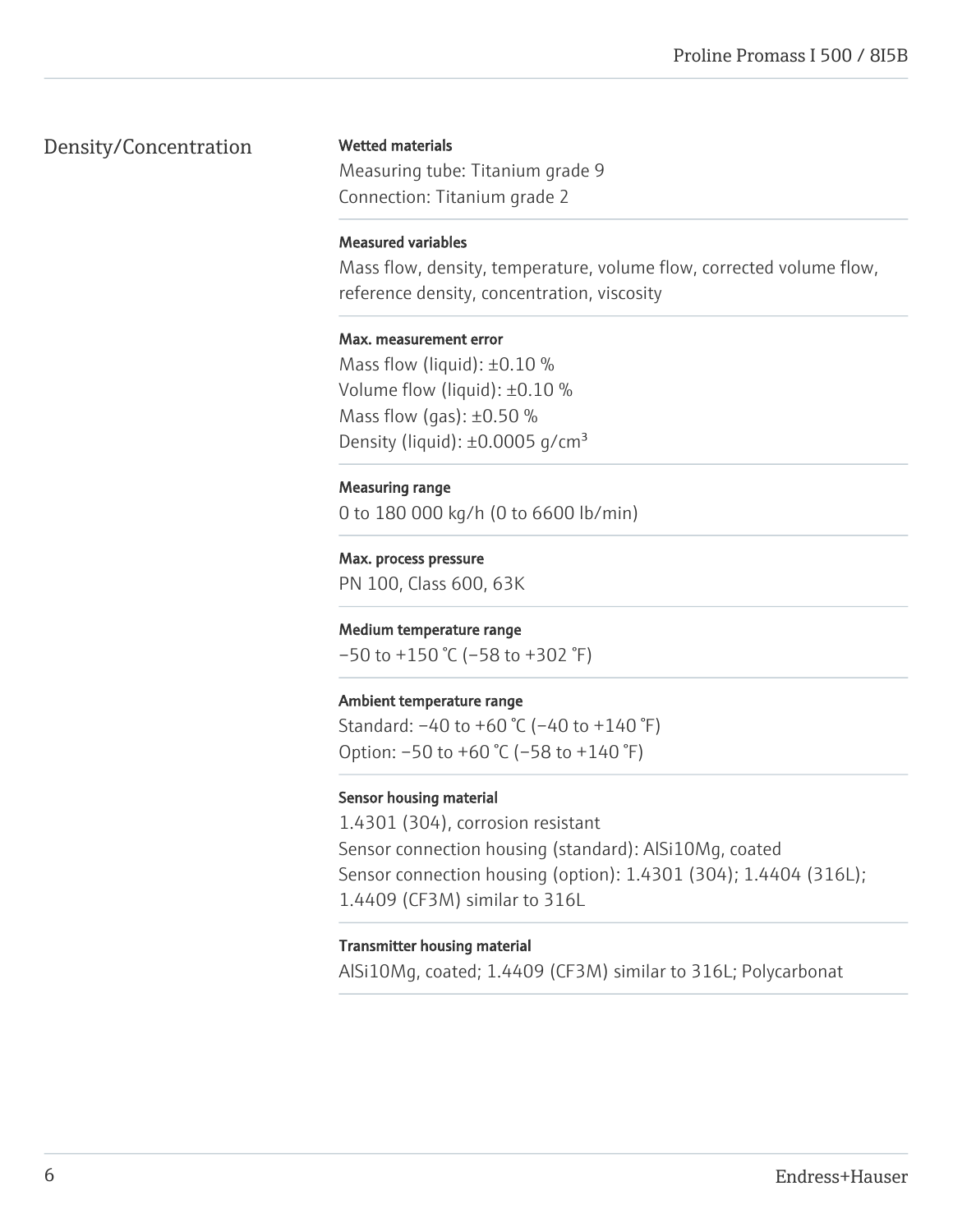## Density/Concentration

**Wetted materials**
Measuring tube: Titanium grade 9
Connection: Titanium grade 2

**Measured variables**
Mass flow, density, temperature, volume flow, corrected volume flow, reference density, concentration, viscosity

**Max. measurement error**
Mass flow (liquid): ±0.10 %
Volume flow (liquid): ±0.10 %
Mass flow (gas): ±0.50 %
Density (liquid): ±0.0005 g/cm³

**Measuring range**
0 to 180 000 kg/h (0 to 6600 lb/min)

**Max. process pressure**
PN 100, Class 600, 63K

**Medium temperature range**
–50 to +150 °C (–58 to +302 °F)

**Ambient temperature range**
Standard: –40 to +60 °C (–40 to +140 °F)
Option: –50 to +60 °C (–58 to +140 °F)

**Sensor housing material**
1.4301 (304), corrosion resistant
Sensor connection housing (standard): AlSi10Mg, coated
Sensor connection housing (option): 1.4301 (304); 1.4404 (316L); 1.4409 (CF3M) similar to 316L

**Transmitter housing material**
AlSi10Mg, coated; 1.4409 (CF3M) similar to 316L; Polycarbonat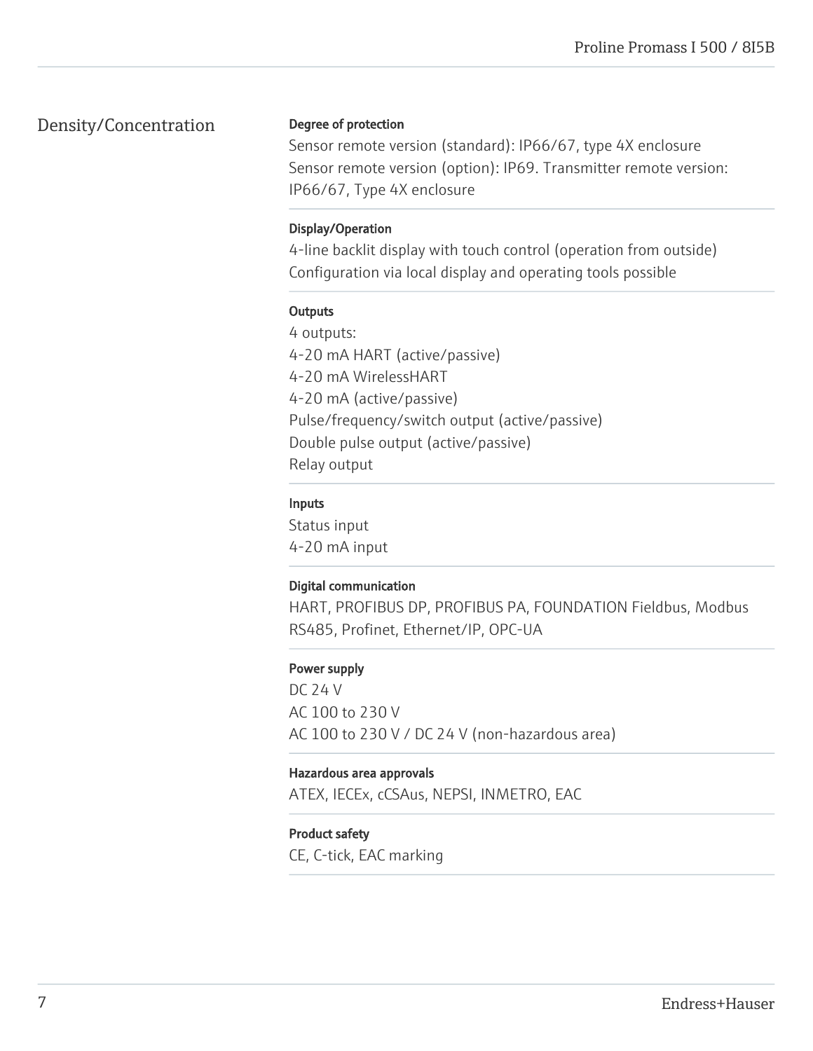## Density/Concentration

**Degree of protection**

Sensor remote version (standard): IP66/67, type 4X enclosure
Sensor remote version (option): IP69. Transmitter remote version: IP66/67, Type 4X enclosure

**Display/Operation**

4-line backlit display with touch control (operation from outside)
Configuration via local display and operating tools possible

**Outputs**

4 outputs:
4-20 mA HART (active/passive)
4-20 mA WirelessHART
4-20 mA (active/passive)
Pulse/frequency/switch output (active/passive)
Double pulse output (active/passive)
Relay output

**Inputs**

Status input
4-20 mA input

**Digital communication**

HART, PROFIBUS DP, PROFIBUS PA, FOUNDATION Fieldbus, Modbus RS485, Profinet, Ethernet/IP, OPC-UA

**Power supply**

DC 24 V
AC 100 to 230 V
AC 100 to 230 V / DC 24 V (non-hazardous area)

**Hazardous area approvals**

ATEX, IECEx, cCSAus, NEPSI, INMETRO, EAC

**Product safety**

CE, C-tick, EAC marking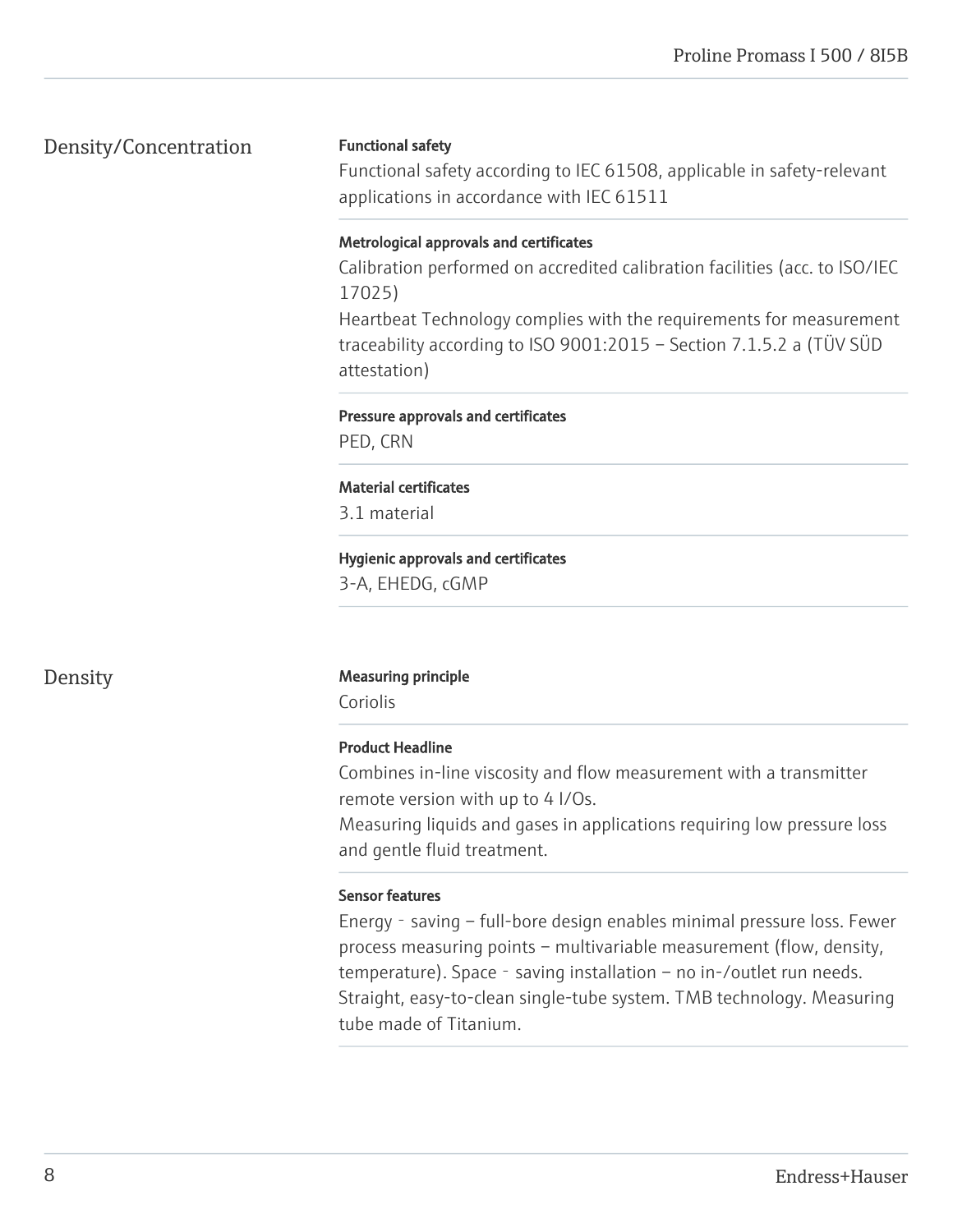## Density/Concentration

**Functional safety**

Functional safety according to IEC 61508, applicable in safety-relevant applications in accordance with IEC 61511

**Metrological approvals and certificates**

Calibration performed on accredited calibration facilities (acc. to ISO/IEC 17025)
Heartbeat Technology complies with the requirements for measurement traceability according to ISO 9001:2015 – Section 7.1.5.2 a (TÜV SÜD attestation)

**Pressure approvals and certificates**

PED, CRN

**Material certificates**

3.1 material

**Hygienic approvals and certificates**

3-A, EHEDG, cGMP

## Density

**Measuring principle**

Coriolis

**Product Headline**

Combines in-line viscosity and flow measurement with a transmitter remote version with up to 4 I/Os.
Measuring liquids and gases in applications requiring low pressure loss and gentle fluid treatment.

**Sensor features**

Energy - saving – full-bore design enables minimal pressure loss. Fewer process measuring points – multivariable measurement (flow, density, temperature). Space - saving installation – no in-/outlet run needs. Straight, easy-to-clean single-tube system. TMB technology. Measuring tube made of Titanium.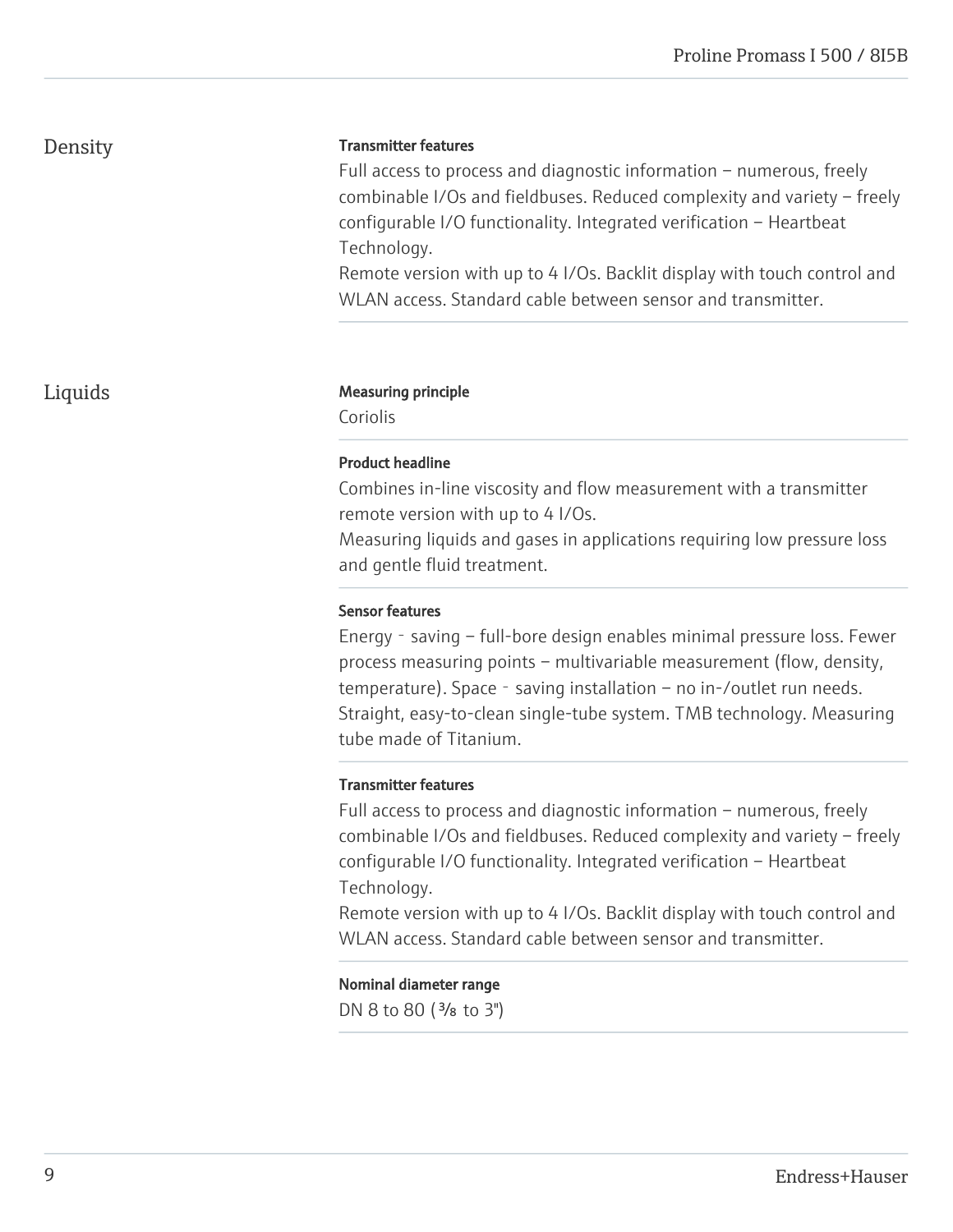## Density

**Transmitter features**

Full access to process and diagnostic information – numerous, freely combinable I/Os and fieldbuses. Reduced complexity and variety – freely configurable I/O functionality. Integrated verification – Heartbeat Technology.
Remote version with up to 4 I/Os. Backlit display with touch control and WLAN access. Standard cable between sensor and transmitter.

## Liquids

**Measuring principle**

Coriolis

**Product headline**

Combines in-line viscosity and flow measurement with a transmitter remote version with up to 4 I/Os.
Measuring liquids and gases in applications requiring low pressure loss and gentle fluid treatment.

**Sensor features**

Energy‐saving – full-bore design enables minimal pressure loss. Fewer process measuring points – multivariable measurement (flow, density, temperature). Space‐saving installation – no in-/outlet run needs. Straight, easy-to-clean single-tube system. TMB technology. Measuring tube made of Titanium.

**Transmitter features**

Full access to process and diagnostic information – numerous, freely combinable I/Os and fieldbuses. Reduced complexity and variety – freely configurable I/O functionality. Integrated verification – Heartbeat Technology.
Remote version with up to 4 I/Os. Backlit display with touch control and WLAN access. Standard cable between sensor and transmitter.

**Nominal diameter range**

DN 8 to 80 (⅜ to 3")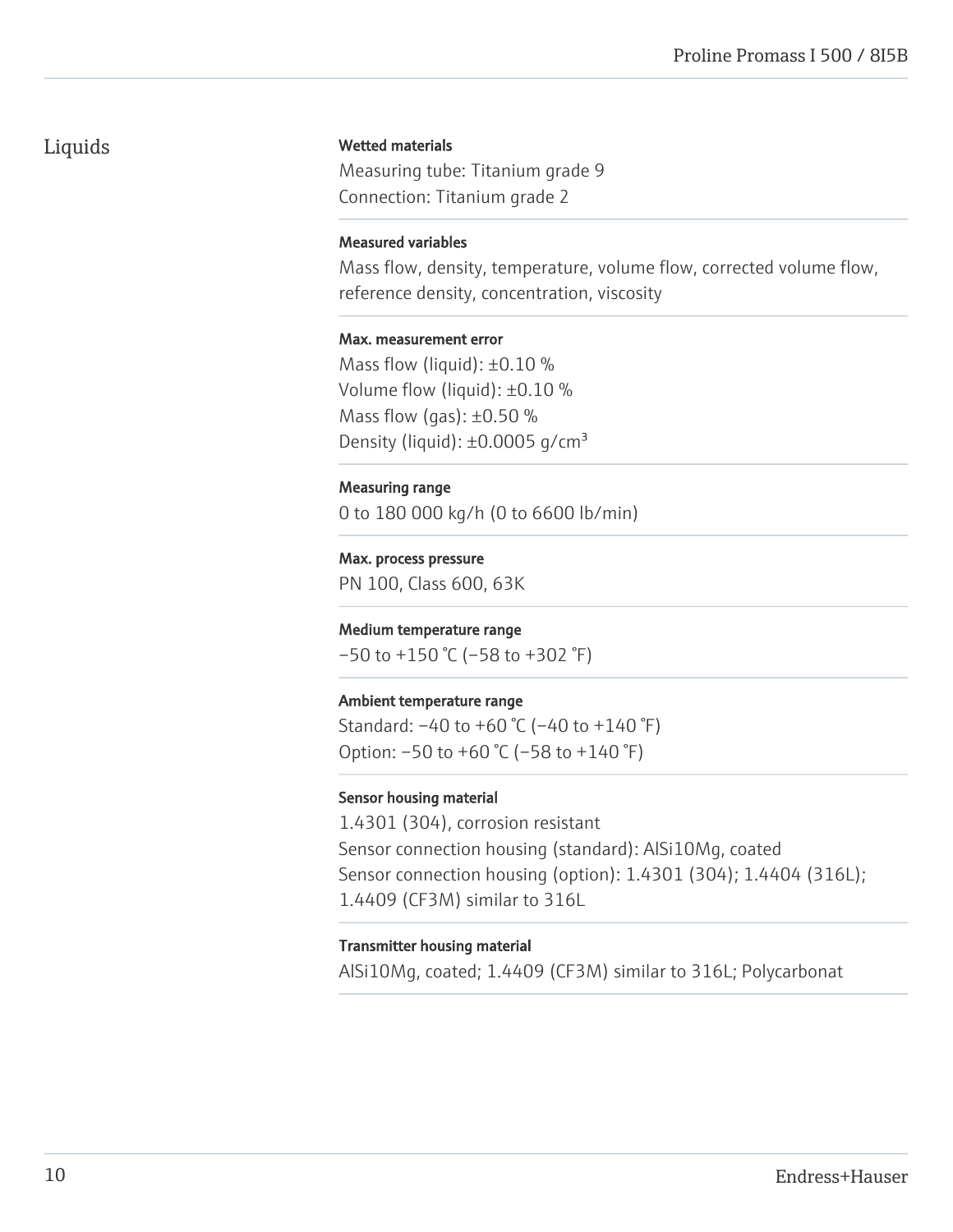## Liquids

**Wetted materials**

Measuring tube: Titanium grade 9
Connection: Titanium grade 2

**Measured variables**

Mass flow, density, temperature, volume flow, corrected volume flow, reference density, concentration, viscosity

**Max. measurement error**

Mass flow (liquid): ±0.10 %
Volume flow (liquid): ±0.10 %
Mass flow (gas): ±0.50 %
Density (liquid): ±0.0005 g/cm³

**Measuring range**

0 to 180 000 kg/h (0 to 6600 lb/min)

**Max. process pressure**

PN 100, Class 600, 63K

**Medium temperature range**

–50 to +150 °C (–58 to +302 °F)

**Ambient temperature range**

Standard: –40 to +60 °C (–40 to +140 °F)
Option: –50 to +60 °C (–58 to +140 °F)

**Sensor housing material**

1.4301 (304), corrosion resistant
Sensor connection housing (standard): AlSi10Mg, coated
Sensor connection housing (option): 1.4301 (304); 1.4404 (316L); 1.4409 (CF3M) similar to 316L

**Transmitter housing material**

AlSi10Mg, coated; 1.4409 (CF3M) similar to 316L; Polycarbonat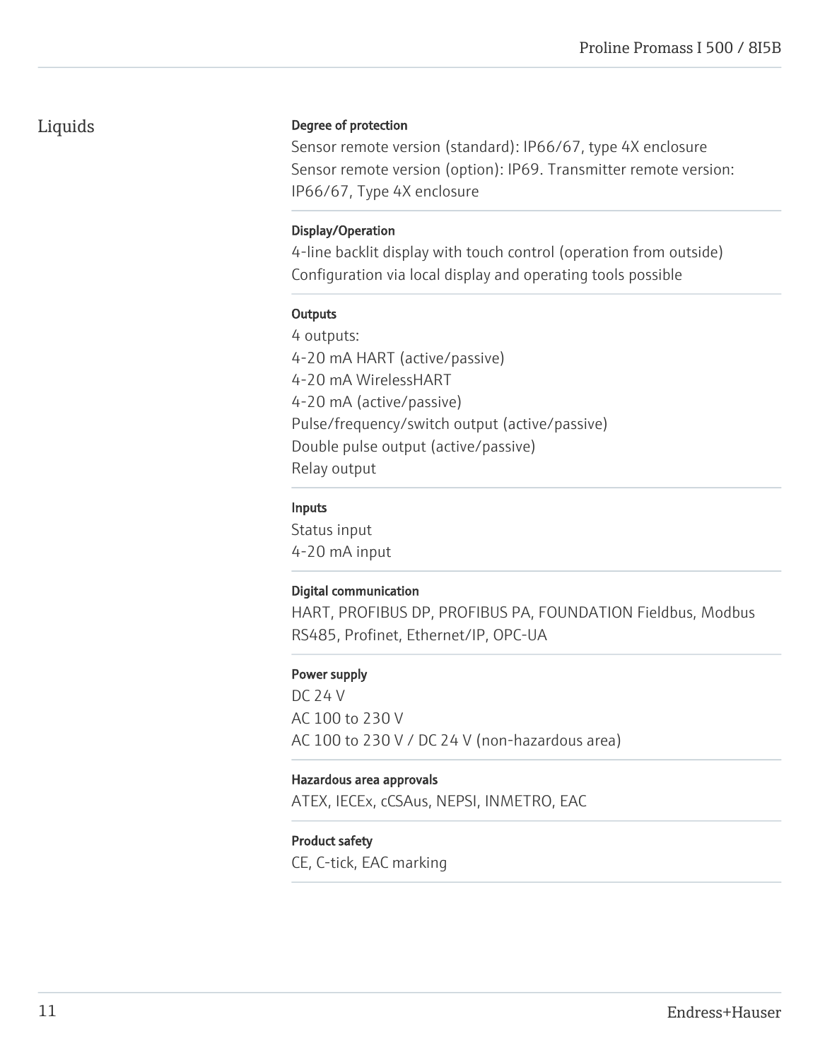## Liquids

**Degree of protection**

Sensor remote version (standard): IP66/67, type 4X enclosure
Sensor remote version (option): IP69. Transmitter remote version: IP66/67, Type 4X enclosure

**Display/Operation**

4-line backlit display with touch control (operation from outside)
Configuration via local display and operating tools possible

**Outputs**

4 outputs:
4-20 mA HART (active/passive)
4-20 mA WirelessHART
4-20 mA (active/passive)
Pulse/frequency/switch output (active/passive)
Double pulse output (active/passive)
Relay output

**Inputs**

Status input
4-20 mA input

**Digital communication**

HART, PROFIBUS DP, PROFIBUS PA, FOUNDATION Fieldbus, Modbus RS485, Profinet, Ethernet/IP, OPC-UA

**Power supply**

DC 24 V
AC 100 to 230 V
AC 100 to 230 V / DC 24 V (non-hazardous area)

**Hazardous area approvals**

ATEX, IECEx, cCSAus, NEPSI, INMETRO, EAC

**Product safety**

CE, C-tick, EAC marking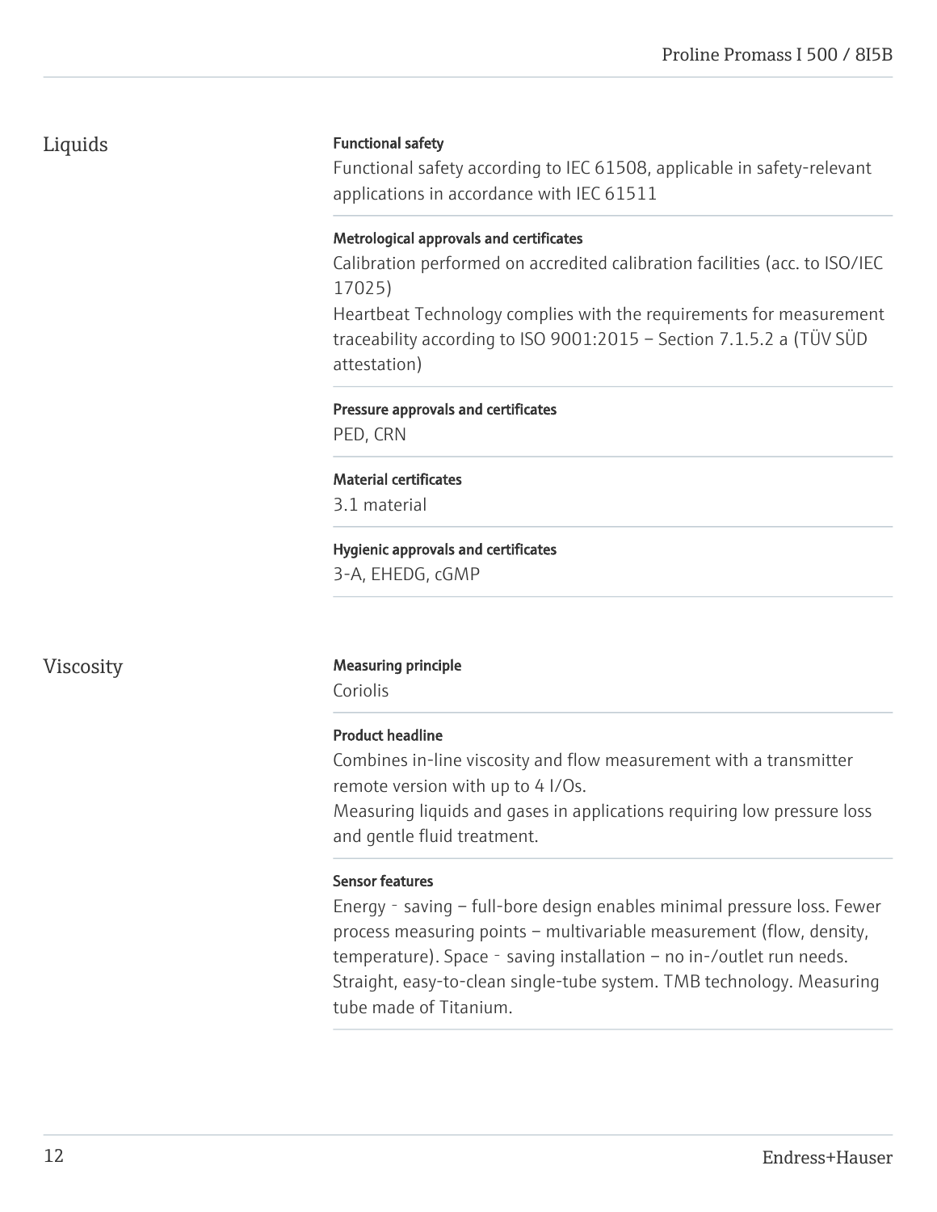## Liquids

**Functional safety**

Functional safety according to IEC 61508, applicable in safety-relevant applications in accordance with IEC 61511

**Metrological approvals and certificates**

Calibration performed on accredited calibration facilities (acc. to ISO/IEC 17025)
Heartbeat Technology complies with the requirements for measurement traceability according to ISO 9001:2015 – Section 7.1.5.2 a (TÜV SÜD attestation)

**Pressure approvals and certificates**

PED, CRN

**Material certificates**

3.1 material

**Hygienic approvals and certificates**

3-A, EHEDG, cGMP

## Viscosity

**Measuring principle**

Coriolis

**Product headline**

Combines in-line viscosity and flow measurement with a transmitter remote version with up to 4 I/Os.
Measuring liquids and gases in applications requiring low pressure loss and gentle fluid treatment.

**Sensor features**

Energy‐saving – full-bore design enables minimal pressure loss. Fewer process measuring points – multivariable measurement (flow, density, temperature). Space‐saving installation – no in-/outlet run needs. Straight, easy-to-clean single-tube system. TMB technology. Measuring tube made of Titanium.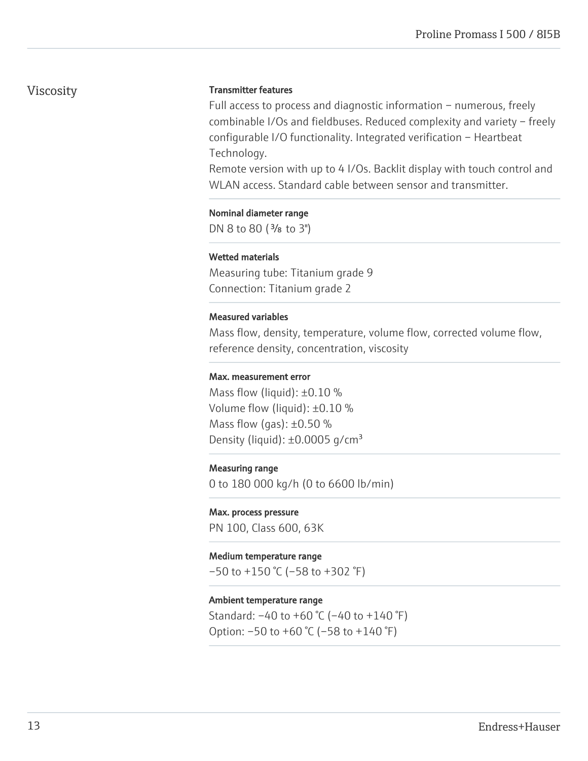## Viscosity

**Transmitter features**

Full access to process and diagnostic information – numerous, freely combinable I/Os and fieldbuses. Reduced complexity and variety – freely configurable I/O functionality. Integrated verification – Heartbeat Technology.
Remote version with up to 4 I/Os. Backlit display with touch control and WLAN access. Standard cable between sensor and transmitter.

**Nominal diameter range**

DN 8 to 80 (⅜ to 3")

**Wetted materials**

Measuring tube: Titanium grade 9
Connection: Titanium grade 2

**Measured variables**

Mass flow, density, temperature, volume flow, corrected volume flow, reference density, concentration, viscosity

**Max. measurement error**

Mass flow (liquid): ±0.10 %
Volume flow (liquid): ±0.10 %
Mass flow (gas): ±0.50 %
Density (liquid): ±0.0005 g/cm³

**Measuring range**

0 to 180 000 kg/h (0 to 6600 lb/min)

**Max. process pressure**

PN 100, Class 600, 63K

**Medium temperature range**

–50 to +150 °C (–58 to +302 °F)

**Ambient temperature range**

Standard: –40 to +60 °C (–40 to +140 °F)
Option: –50 to +60 °C (–58 to +140 °F)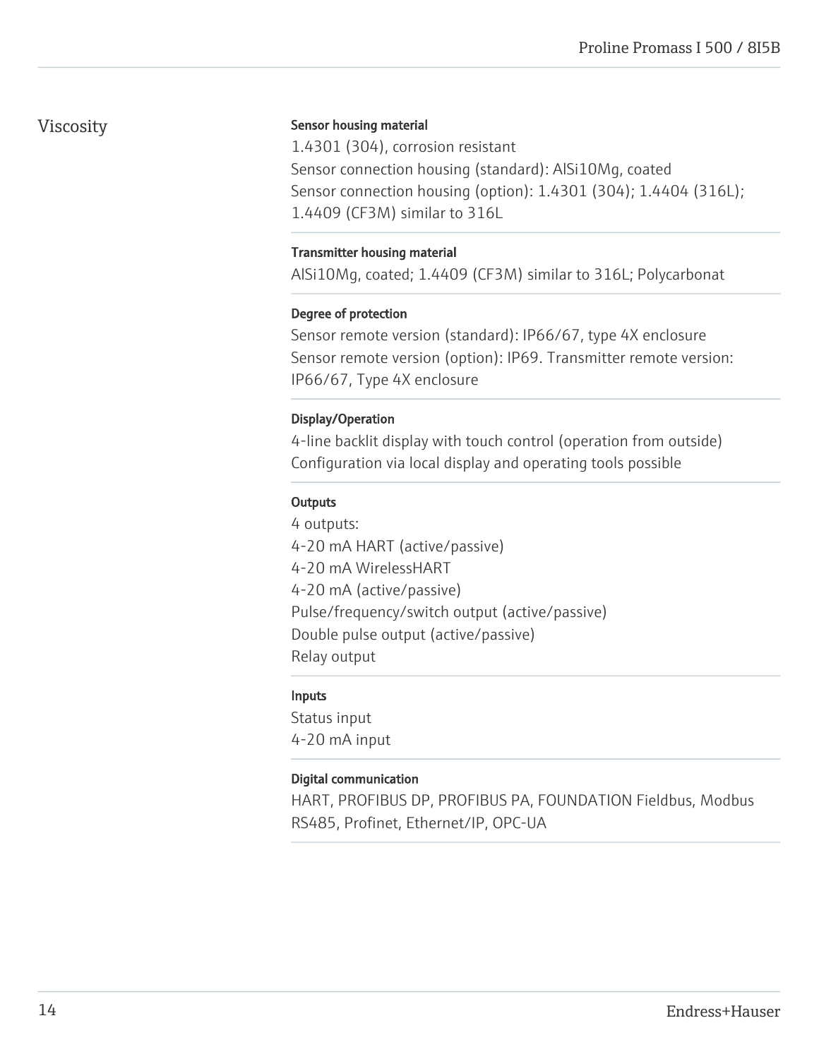## Viscosity

**Sensor housing material**

1.4301 (304), corrosion resistant
Sensor connection housing (standard): AlSi10Mg, coated
Sensor connection housing (option): 1.4301 (304); 1.4404 (316L); 1.4409 (CF3M) similar to 316L

**Transmitter housing material**

AlSi10Mg, coated; 1.4409 (CF3M) similar to 316L; Polycarbonat

**Degree of protection**

Sensor remote version (standard): IP66/67, type 4X enclosure
Sensor remote version (option): IP69. Transmitter remote version: IP66/67, Type 4X enclosure

**Display/Operation**

4-line backlit display with touch control (operation from outside)
Configuration via local display and operating tools possible

**Outputs**

4 outputs:
4-20 mA HART (active/passive)
4-20 mA WirelessHART
4-20 mA (active/passive)
Pulse/frequency/switch output (active/passive)
Double pulse output (active/passive)
Relay output

**Inputs**

Status input
4-20 mA input

**Digital communication**

HART, PROFIBUS DP, PROFIBUS PA, FOUNDATION Fieldbus, Modbus RS485, Profinet, Ethernet/IP, OPC-UA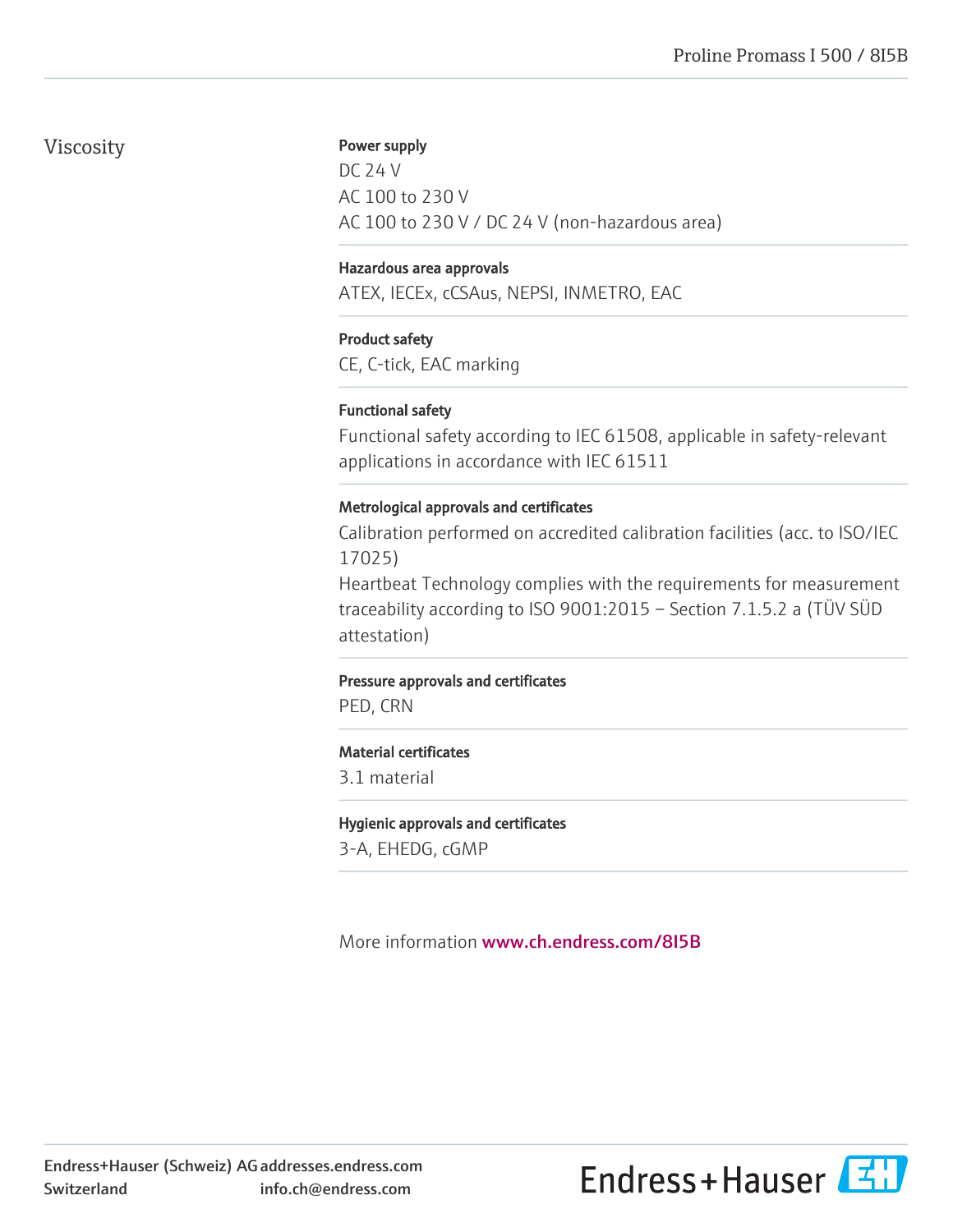## Viscosity

**Power supply**

DC 24 V
AC 100 to 230 V
AC 100 to 230 V / DC 24 V (non-hazardous area)

**Hazardous area approvals**

ATEX, IECEx, cCSAus, NEPSI, INMETRO, EAC

**Product safety**

CE, C-tick, EAC marking

**Functional safety**

Functional safety according to IEC 61508, applicable in safety-relevant applications in accordance with IEC 61511

**Metrological approvals and certificates**

Calibration performed on accredited calibration facilities (acc. to ISO/IEC 17025)
Heartbeat Technology complies with the requirements for measurement traceability according to ISO 9001:2015 – Section 7.1.5.2 a (TÜV SÜD attestation)

**Pressure approvals and certificates**

PED, CRN

**Material certificates**

3.1 material

**Hygienic approvals and certificates**

3-A, EHEDG, cGMP

More information www.ch.endress.com/8I5B

Endress+Hauser (Schweiz) AG
Switzerland

addresses.endress.com
info.ch@endress.com